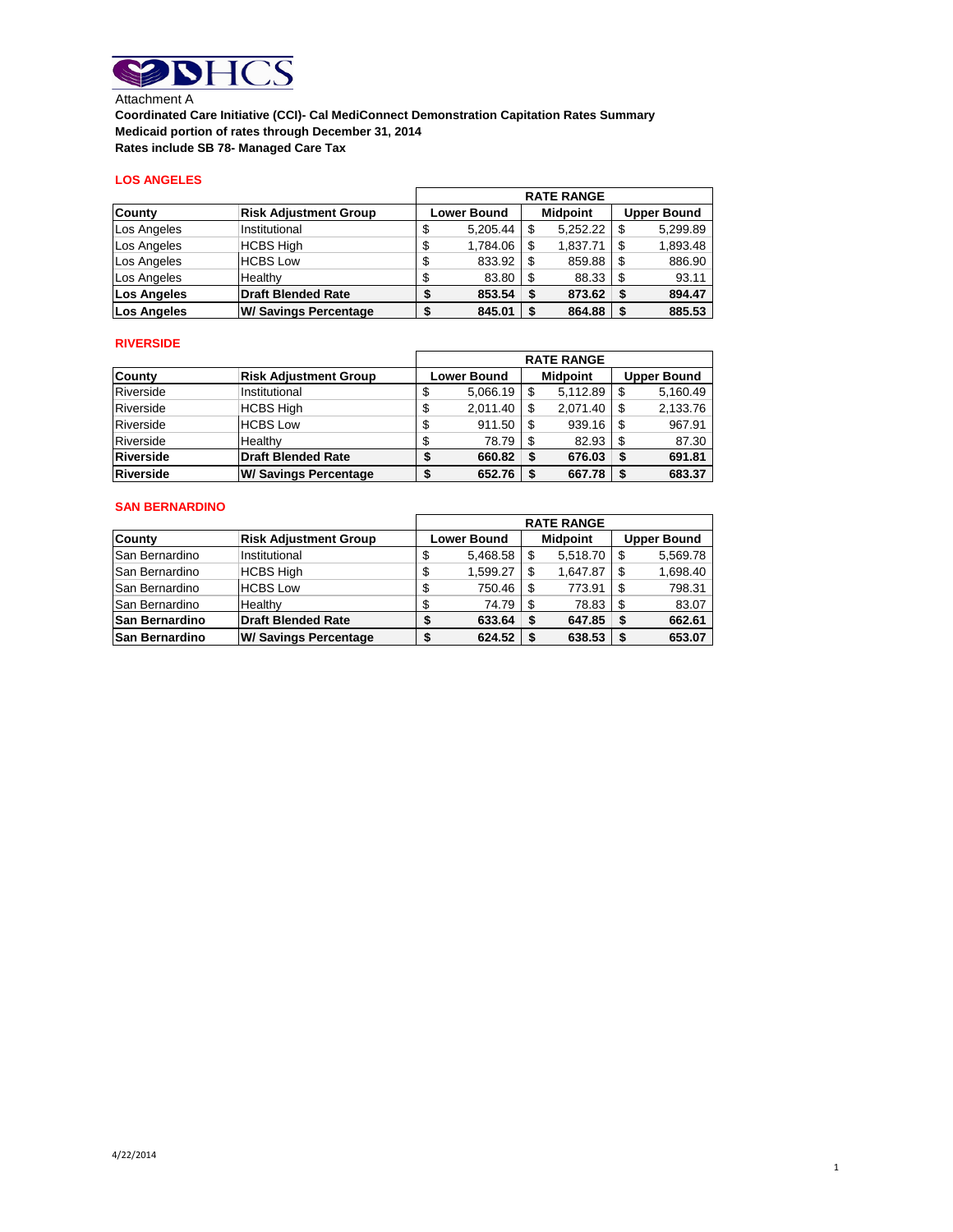Attachment A

**Coordinated Care Initiative (CCI)- Cal MediConnect Demonstration Capitation Rates Summary**
**Medicaid portion of rates through December 31, 2014**
**Rates include SB 78- Managed Care Tax**

## LOS ANGELES

| | | RATE RANGE | | |
|---|---|---|---|---|
| **County** | **Risk Adjustment Group** | **Lower Bound** | **Midpoint** | **Upper Bound** |
| Los Angeles | Institutional | $ 5,205.44 | $ 5,252.22 | $ 5,299.89 |
| Los Angeles | HCBS High | $ 1,784.06 | $ 1,837.71 | $ 1,893.48 |
| Los Angeles | HCBS Low | $ 833.92 | $ 859.88 | $ 886.90 |
| Los Angeles | Healthy | $ 83.80 | $ 88.33 | $ 93.11 |
| **Los Angeles** | **Draft Blended Rate** | **$ 853.54** | **$ 873.62** | **$ 894.47** |
| **Los Angeles** | **W/ Savings Percentage** | **$ 845.01** | **$ 864.88** | **$ 885.53** |

## RIVERSIDE

| | | RATE RANGE | | |
|---|---|---|---|---|
| **County** | **Risk Adjustment Group** | **Lower Bound** | **Midpoint** | **Upper Bound** |
| Riverside | Institutional | $ 5,066.19 | $ 5,112.89 | $ 5,160.49 |
| Riverside | HCBS High | $ 2,011.40 | $ 2,071.40 | $ 2,133.76 |
| Riverside | HCBS Low | $ 911.50 | $ 939.16 | $ 967.91 |
| Riverside | Healthy | $ 78.79 | $ 82.93 | $ 87.30 |
| **Riverside** | **Draft Blended Rate** | **$ 660.82** | **$ 676.03** | **$ 691.81** |
| **Riverside** | **W/ Savings Percentage** | **$ 652.76** | **$ 667.78** | **$ 683.37** |

## SAN BERNARDINO

| | | RATE RANGE | | |
|---|---|---|---|---|
| **County** | **Risk Adjustment Group** | **Lower Bound** | **Midpoint** | **Upper Bound** |
| San Bernardino | Institutional | $ 5,468.58 | $ 5,518.70 | $ 5,569.78 |
| San Bernardino | HCBS High | $ 1,599.27 | $ 1,647.87 | $ 1,698.40 |
| San Bernardino | HCBS Low | $ 750.46 | $ 773.91 | $ 798.31 |
| San Bernardino | Healthy | $ 74.79 | $ 78.83 | $ 83.07 |
| **San Bernardino** | **Draft Blended Rate** | **$ 633.64** | **$ 647.85** | **$ 662.61** |
| **San Bernardino** | **W/ Savings Percentage** | **$ 624.52** | **$ 638.53** | **$ 653.07** |

4/22/2014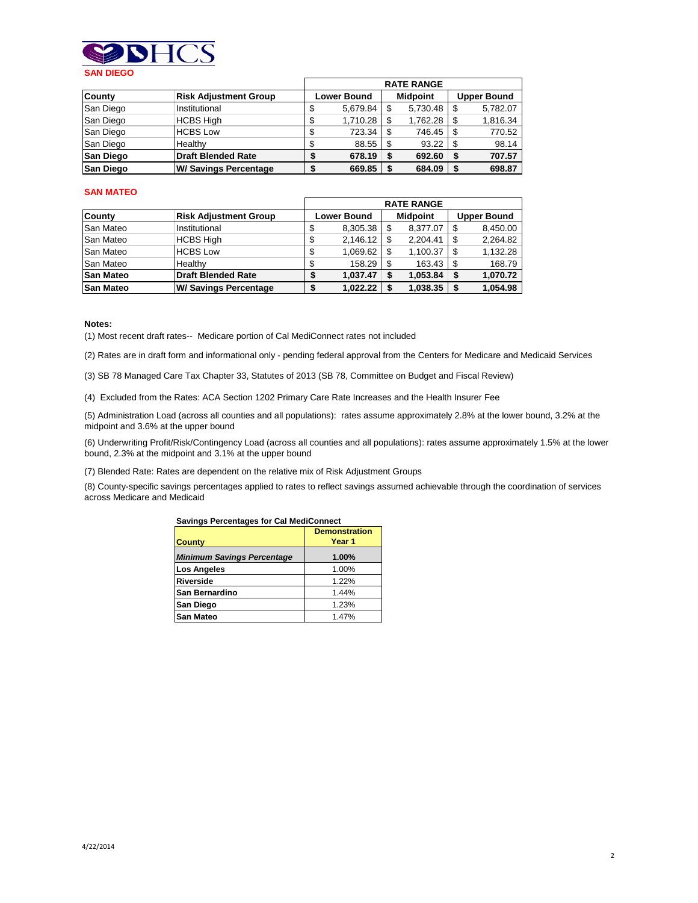DHCS

**SAN DIEGO**

| | | RATE RANGE | | |
|---|---|---|---|---|
| **County** | **Risk Adjustment Group** | **Lower Bound** | **Midpoint** | **Upper Bound** |
| San Diego | Institutional | $ 5,679.84 | $ 5,730.48 | $ 5,782.07 |
| San Diego | HCBS High | $ 1,710.28 | $ 1,762.28 | $ 1,816.34 |
| San Diego | HCBS Low | $ 723.34 | $ 746.45 | $ 770.52 |
| San Diego | Healthy | $ 88.55 | $ 93.22 | $ 98.14 |
| **San Diego** | **Draft Blended Rate** | **$ 678.19** | **$ 692.60** | **$ 707.57** |
| **San Diego** | **W/ Savings Percentage** | **$ 669.85** | **$ 684.09** | **$ 698.87** |

**SAN MATEO**

| | | RATE RANGE | | |
|---|---|---|---|---|
| **County** | **Risk Adjustment Group** | **Lower Bound** | **Midpoint** | **Upper Bound** |
| San Mateo | Institutional | $ 8,305.38 | $ 8,377.07 | $ 8,450.00 |
| San Mateo | HCBS High | $ 2,146.12 | $ 2,204.41 | $ 2,264.82 |
| San Mateo | HCBS Low | $ 1,069.62 | $ 1,100.37 | $ 1,132.28 |
| San Mateo | Healthy | $ 158.29 | $ 163.43 | $ 168.79 |
| **San Mateo** | **Draft Blended Rate** | **$ 1,037.47** | **$ 1,053.84** | **$ 1,070.72** |
| **San Mateo** | **W/ Savings Percentage** | **$ 1,022.22** | **$ 1,038.35** | **$ 1,054.98** |

**Notes:**

(1) Most recent draft rates-- Medicare portion of Cal MediConnect rates not included

(2) Rates are in draft form and informational only - pending federal approval from the Centers for Medicare and Medicaid Services

(3) SB 78 Managed Care Tax Chapter 33, Statutes of 2013 (SB 78, Committee on Budget and Fiscal Review)

(4) Excluded from the Rates: ACA Section 1202 Primary Care Rate Increases and the Health Insurer Fee

(5) Administration Load (across all counties and all populations): rates assume approximately 2.8% at the lower bound, 3.2% at the midpoint and 3.6% at the upper bound

(6) Underwriting Profit/Risk/Contingency Load (across all counties and all populations): rates assume approximately 1.5% at the lower bound, 2.3% at the midpoint and 3.1% at the upper bound

(7) Blended Rate: Rates are dependent on the relative mix of Risk Adjustment Groups

(8) County-specific savings percentages applied to rates to reflect savings assumed achievable through the coordination of services across Medicare and Medicaid

**Savings Percentages for Cal MediConnect**

| **County** | **Demonstration Year 1** |
|---|---|
| ***Minimum Savings Percentage*** | **1.00%** |
| **Los Angeles** | 1.00% |
| **Riverside** | 1.22% |
| **San Bernardino** | 1.44% |
| **San Diego** | 1.23% |
| **San Mateo** | 1.47% |

4/22/2014